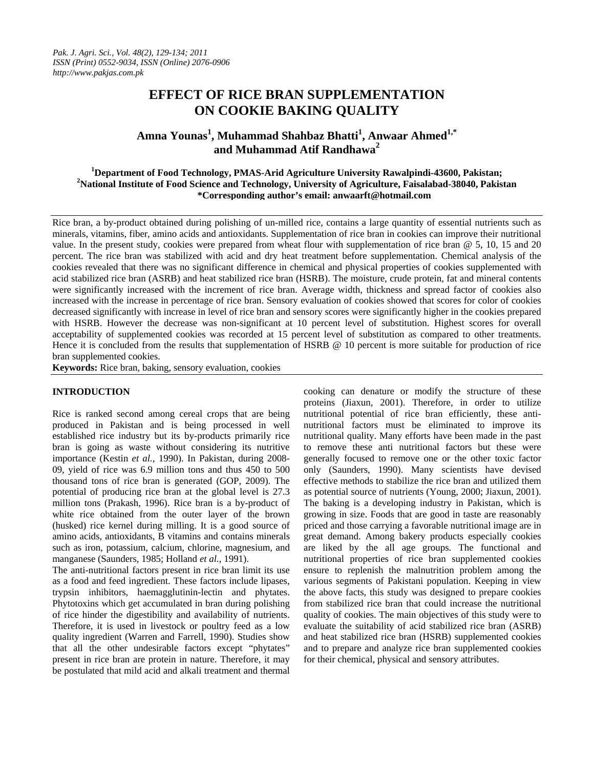# EFFECT OF RICE BRAN SUPPLEMENTATION ON COOKIE BAKING QUALITY

**Amna Younas[1], Muhammad Shahbaz Bhatti[1], Anwaar Ahmed[1,*] and Muhammad Atif Randhawa[2]**

[1]Department of Food Technology, PMAS-Arid Agriculture University Rawalpindi-43600, Pakistan;
[2]National Institute of Food Science and Technology, University of Agriculture, Faisalabad-38040, Pakistan
*Corresponding author's email: anwaarft@hotmail.com

Rice bran, a by-product obtained during polishing of un-milled rice, contains a large quantity of essential nutrients such as minerals, vitamins, fiber, amino acids and antioxidants. Supplementation of rice bran in cookies can improve their nutritional value. In the present study, cookies were prepared from wheat flour with supplementation of rice bran @ 5, 10, 15 and 20 percent. The rice bran was stabilized with acid and dry heat treatment before supplementation. Chemical analysis of the cookies revealed that there was no significant difference in chemical and physical properties of cookies supplemented with acid stabilized rice bran (ASRB) and heat stabilized rice bran (HSRB). The moisture, crude protein, fat and mineral contents were significantly increased with the increment of rice bran. Average width, thickness and spread factor of cookies also increased with the increase in percentage of rice bran. Sensory evaluation of cookies showed that scores for color of cookies decreased significantly with increase in level of rice bran and sensory scores were significantly higher in the cookies prepared with HSRB. However the decrease was non-significant at 10 percent level of substitution. Highest scores for overall acceptability of supplemented cookies was recorded at 15 percent level of substitution as compared to other treatments. Hence it is concluded from the results that supplementation of HSRB @ 10 percent is more suitable for production of rice bran supplemented cookies.

**Keywords:** Rice bran, baking, sensory evaluation, cookies

## INTRODUCTION

Rice is ranked second among cereal crops that are being produced in Pakistan and is being processed in well established rice industry but its by-products primarily rice bran is going as waste without considering its nutritive importance (Kestin *et al.*, 1990). In Pakistan, during 2008-09, yield of rice was 6.9 million tons and thus 450 to 500 thousand tons of rice bran is generated (GOP, 2009). The potential of producing rice bran at the global level is 27.3 million tons (Prakash, 1996). Rice bran is a by-product of white rice obtained from the outer layer of the brown (husked) rice kernel during milling. It is a good source of amino acids, antioxidants, B vitamins and contains minerals such as iron, potassium, calcium, chlorine, magnesium, and manganese (Saunders, 1985; Holland *et al.,* 1991).

The anti-nutritional factors present in rice bran limit its use as a food and feed ingredient. These factors include lipases, trypsin inhibitors, haemagglutinin-lectin and phytates. Phytotoxins which get accumulated in bran during polishing of rice hinder the digestibility and availability of nutrients. Therefore, it is used in livestock or poultry feed as a low quality ingredient (Warren and Farrell, 1990). Studies show that all the other undesirable factors except "phytates" present in rice bran are protein in nature. Therefore, it may be postulated that mild acid and alkali treatment and thermal cooking can denature or modify the structure of these proteins (Jiaxun, 2001). Therefore, in order to utilize nutritional potential of rice bran efficiently, these anti-nutritional factors must be eliminated to improve its nutritional quality. Many efforts have been made in the past to remove these anti nutritional factors but these were generally focused to remove one or the other toxic factor only (Saunders, 1990). Many scientists have devised effective methods to stabilize the rice bran and utilized them as potential source of nutrients (Young, 2000; Jiaxun, 2001). The baking is a developing industry in Pakistan, which is growing in size. Foods that are good in taste are reasonably priced and those carrying a favorable nutritional image are in great demand. Among bakery products especially cookies are liked by the all age groups. The functional and nutritional properties of rice bran supplemented cookies ensure to replenish the malnutrition problem among the various segments of Pakistani population. Keeping in view the above facts, this study was designed to prepare cookies from stabilized rice bran that could increase the nutritional quality of cookies. The main objectives of this study were to evaluate the suitability of acid stabilized rice bran (ASRB) and heat stabilized rice bran (HSRB) supplemented cookies and to prepare and analyze rice bran supplemented cookies for their chemical, physical and sensory attributes.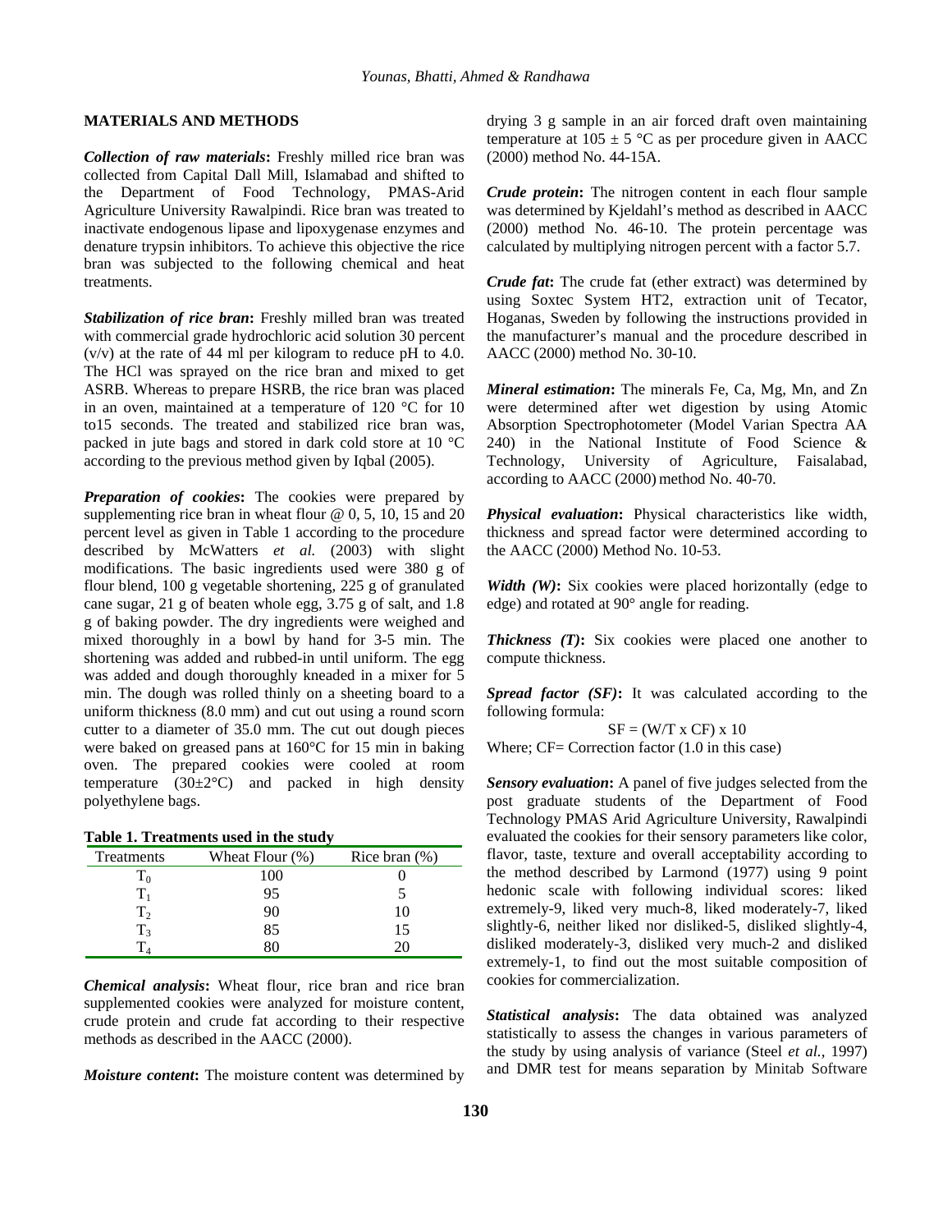## MATERIALS AND METHODS

***Collection of raw materials*:** Freshly milled rice bran was collected from Capital Dall Mill, Islamabad and shifted to the Department of Food Technology, PMAS-Arid Agriculture University Rawalpindi. Rice bran was treated to inactivate endogenous lipase and lipoxygenase enzymes and denature trypsin inhibitors. To achieve this objective the rice bran was subjected to the following chemical and heat treatments.

***Stabilization of rice bran*:** Freshly milled bran was treated with commercial grade hydrochloric acid solution 30 percent (v/v) at the rate of 44 ml per kilogram to reduce pH to 4.0. The HCl was sprayed on the rice bran and mixed to get ASRB. Whereas to prepare HSRB, the rice bran was placed in an oven, maintained at a temperature of 120 °C for 10 to15 seconds. The treated and stabilized rice bran was, packed in jute bags and stored in dark cold store at 10 °C according to the previous method given by Iqbal (2005).

***Preparation of cookies*:** The cookies were prepared by supplementing rice bran in wheat flour @ 0, 5, 10, 15 and 20 percent level as given in Table 1 according to the procedure described by McWatters *et al.* (2003) with slight modifications. The basic ingredients used were 380 g of flour blend, 100 g vegetable shortening, 225 g of granulated cane sugar, 21 g of beaten whole egg, 3.75 g of salt, and 1.8 g of baking powder. The dry ingredients were weighed and mixed thoroughly in a bowl by hand for 3-5 min. The shortening was added and rubbed-in until uniform. The egg was added and dough thoroughly kneaded in a mixer for 5 min. The dough was rolled thinly on a sheeting board to a uniform thickness (8.0 mm) and cut out using a round scorn cutter to a diameter of 35.0 mm. The cut out dough pieces were baked on greased pans at 160°C for 15 min in baking oven. The prepared cookies were cooled at room temperature (30±2°C) and packed in high density polyethylene bags.

**Table 1. Treatments used in the study**

| Treatments | Wheat Flour (%) | Rice bran (%) |
|---|---|---|
| $T_0$ | 100 | 0 |
| $T_1$ | 95 | 5 |
| $T_2$ | 90 | 10 |
| $T_3$ | 85 | 15 |
| $T_4$ | 80 | 20 |

***Chemical analysis*:** Wheat flour, rice bran and rice bran supplemented cookies were analyzed for moisture content, crude protein and crude fat according to their respective methods as described in the AACC (2000).

***Moisture content*:** The moisture content was determined by drying 3 g sample in an air forced draft oven maintaining temperature at 105 ± 5 °C as per procedure given in AACC (2000) method No. 44-15A.

***Crude protein*:** The nitrogen content in each flour sample was determined by Kjeldahl's method as described in AACC (2000) method No. 46-10. The protein percentage was calculated by multiplying nitrogen percent with a factor 5.7.

***Crude fat*:** The crude fat (ether extract) was determined by using Soxtec System HT2, extraction unit of Tecator, Hoganas, Sweden by following the instructions provided in the manufacturer's manual and the procedure described in AACC (2000) method No. 30-10.

***Mineral estimation*:** The minerals Fe, Ca, Mg, Mn, and Zn were determined after wet digestion by using Atomic Absorption Spectrophotometer (Model Varian Spectra AA 240) in the National Institute of Food Science & Technology, University of Agriculture, Faisalabad, according to AACC (2000) method No. 40-70.

***Physical evaluation*:** Physical characteristics like width, thickness and spread factor were determined according to the AACC (2000) Method No. 10-53.

***Width (W)*:** Six cookies were placed horizontally (edge to edge) and rotated at 90° angle for reading.

***Thickness (T)*:** Six cookies were placed one another to compute thickness.

***Spread factor (SF)*:** It was calculated according to the following formula:

$$SF = (W/T \times CF) \times 10$$

Where; CF= Correction factor (1.0 in this case)

***Sensory evaluation*:** A panel of five judges selected from the post graduate students of the Department of Food Technology PMAS Arid Agriculture University, Rawalpindi evaluated the cookies for their sensory parameters like color, flavor, taste, texture and overall acceptability according to the method described by Larmond (1977) using 9 point hedonic scale with following individual scores: liked extremely-9, liked very much-8, liked moderately-7, liked slightly-6, neither liked nor disliked-5, disliked slightly-4, disliked moderately-3, disliked very much-2 and disliked extremely-1, to find out the most suitable composition of cookies for commercialization.

***Statistical analysis*:** The data obtained was analyzed statistically to assess the changes in various parameters of the study by using analysis of variance (Steel *et al.*, 1997) and DMR test for means separation by Minitab Software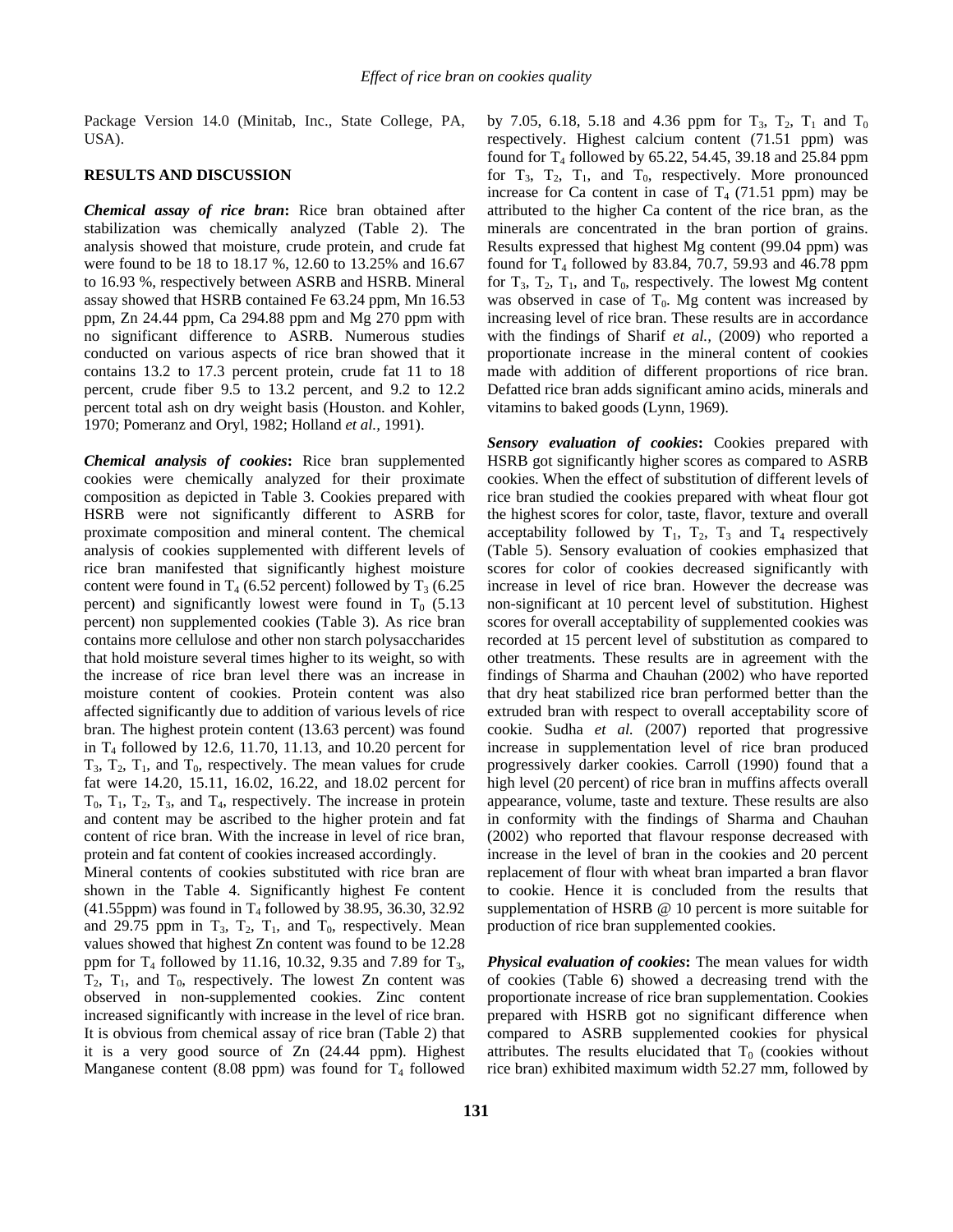Package Version 14.0 (Minitab, Inc., State College, PA, USA).

## RESULTS AND DISCUSSION

***Chemical assay of rice bran*:** Rice bran obtained after stabilization was chemically analyzed (Table 2). The analysis showed that moisture, crude protein, and crude fat were found to be 18 to 18.17 %, 12.60 to 13.25% and 16.67 to 16.93 %, respectively between ASRB and HSRB. Mineral assay showed that HSRB contained Fe 63.24 ppm, Mn 16.53 ppm, Zn 24.44 ppm, Ca 294.88 ppm and Mg 270 ppm with no significant difference to ASRB. Numerous studies conducted on various aspects of rice bran showed that it contains 13.2 to 17.3 percent protein, crude fat 11 to 18 percent, crude fiber 9.5 to 13.2 percent, and 9.2 to 12.2 percent total ash on dry weight basis (Houston. and Kohler, 1970; Pomeranz and Oryl, 1982; Holland *et al.*, 1991).

***Chemical analysis of cookies*:** Rice bran supplemented cookies were chemically analyzed for their proximate composition as depicted in Table 3. Cookies prepared with HSRB were not significantly different to ASRB for proximate composition and mineral content. The chemical analysis of cookies supplemented with different levels of rice bran manifested that significantly highest moisture content were found in $T_4$ (6.52 percent) followed by $T_3$ (6.25 percent) and significantly lowest were found in $T_0$ (5.13 percent) non supplemented cookies (Table 3). As rice bran contains more cellulose and other non starch polysaccharides that hold moisture several times higher to its weight, so with the increase of rice bran level there was an increase in moisture content of cookies. Protein content was also affected significantly due to addition of various levels of rice bran. The highest protein content (13.63 percent) was found in $T_4$ followed by 12.6, 11.70, 11.13, and 10.20 percent for $T_3$, $T_2$, $T_1$, and $T_0$, respectively. The mean values for crude fat were 14.20, 15.11, 16.02, 16.22, and 18.02 percent for $T_0$, $T_1$, $T_2$, $T_3$, and $T_4$, respectively. The increase in protein and content may be ascribed to the higher protein and fat content of rice bran. With the increase in level of rice bran, protein and fat content of cookies increased accordingly.

Mineral contents of cookies substituted with rice bran are shown in the Table 4. Significantly highest Fe content (41.55ppm) was found in $T_4$ followed by 38.95, 36.30, 32.92 and 29.75 ppm in $T_3$, $T_2$, $T_1$, and $T_0$, respectively. Mean values showed that highest Zn content was found to be 12.28 ppm for $T_4$ followed by 11.16, 10.32, 9.35 and 7.89 for $T_3$, $T_2$, $T_1$, and $T_0$, respectively. The lowest Zn content was observed in non-supplemented cookies. Zinc content increased significantly with increase in the level of rice bran. It is obvious from chemical assay of rice bran (Table 2) that it is a very good source of Zn (24.44 ppm). Highest Manganese content (8.08 ppm) was found for $T_4$ followed by 7.05, 6.18, 5.18 and 4.36 ppm for $T_3$, $T_2$, $T_1$ and $T_0$ respectively. Highest calcium content (71.51 ppm) was found for $T_4$ followed by 65.22, 54.45, 39.18 and 25.84 ppm for $T_3$, $T_2$, $T_1$, and $T_0$, respectively. More pronounced increase for Ca content in case of $T_4$ (71.51 ppm) may be attributed to the higher Ca content of the rice bran, as the minerals are concentrated in the bran portion of grains. Results expressed that highest Mg content (99.04 ppm) was found for $T_4$ followed by 83.84, 70.7, 59.93 and 46.78 ppm for $T_3$, $T_2$, $T_1$, and $T_0$, respectively. The lowest Mg content was observed in case of $T_0$. Mg content was increased by increasing level of rice bran. These results are in accordance with the findings of Sharif *et al.*, (2009) who reported a proportionate increase in the mineral content of cookies made with addition of different proportions of rice bran. Defatted rice bran adds significant amino acids, minerals and vitamins to baked goods (Lynn, 1969).

***Sensory evaluation of cookies*:** Cookies prepared with HSRB got significantly higher scores as compared to ASRB cookies. When the effect of substitution of different levels of rice bran studied the cookies prepared with wheat flour got the highest scores for color, taste, flavor, texture and overall acceptability followed by $T_1$, $T_2$, $T_3$ and $T_4$ respectively (Table 5). Sensory evaluation of cookies emphasized that scores for color of cookies decreased significantly with increase in level of rice bran. However the decrease was non-significant at 10 percent level of substitution. Highest scores for overall acceptability of supplemented cookies was recorded at 15 percent level of substitution as compared to other treatments. These results are in agreement with the findings of Sharma and Chauhan (2002) who have reported that dry heat stabilized rice bran performed better than the extruded bran with respect to overall acceptability score of cookie. Sudha *et al.* (2007) reported that progressive increase in supplementation level of rice bran produced progressively darker cookies. Carroll (1990) found that a high level (20 percent) of rice bran in muffins affects overall appearance, volume, taste and texture. These results are also in conformity with the findings of Sharma and Chauhan (2002) who reported that flavour response decreased with increase in the level of bran in the cookies and 20 percent replacement of flour with wheat bran imparted a bran flavor to cookie. Hence it is concluded from the results that supplementation of HSRB @ 10 percent is more suitable for production of rice bran supplemented cookies.

***Physical evaluation of cookies*:** The mean values for width of cookies (Table 6) showed a decreasing trend with the proportionate increase of rice bran supplementation. Cookies prepared with HSRB got no significant difference when compared to ASRB supplemented cookies for physical attributes. The results elucidated that $T_0$ (cookies without rice bran) exhibited maximum width 52.27 mm, followed by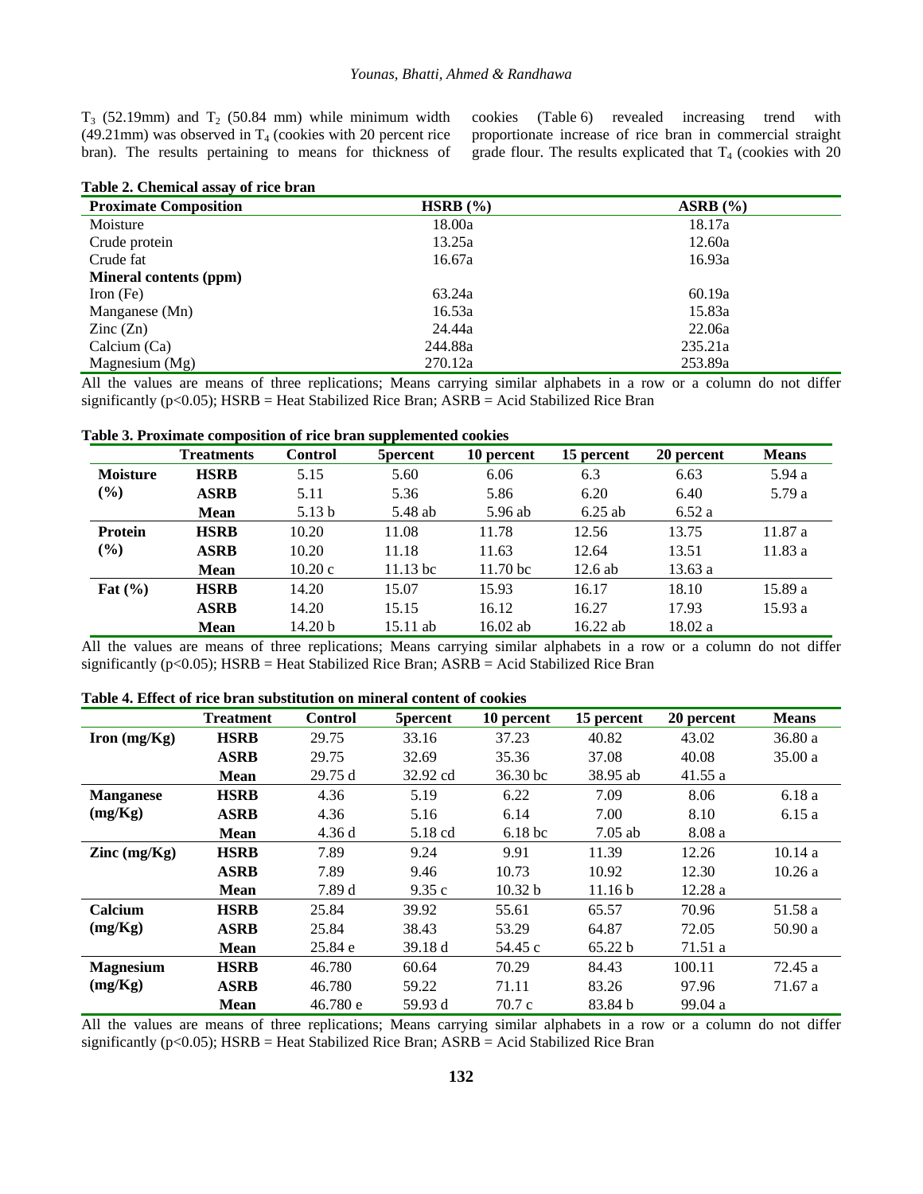$T_3$ (52.19mm) and $T_2$ (50.84 mm) while minimum width (49.21mm) was observed in $T_4$ (cookies with 20 percent rice bran). The results pertaining to means for thickness of cookies (Table 6) revealed increasing trend with proportionate increase of rice bran in commercial straight grade flour. The results explicated that $T_4$ (cookies with 20

**Table 2. Chemical assay of rice bran**

| Proximate Composition | HSRB (%) | ASRB (%) |
|---|---|---|
| Moisture | 18.00a | 18.17a |
| Crude protein | 13.25a | 12.60a |
| Crude fat | 16.67a | 16.93a |
| **Mineral contents (ppm)** | | |
| Iron (Fe) | 63.24a | 60.19a |
| Manganese (Mn) | 16.53a | 15.83a |
| Zinc (Zn) | 24.44a | 22.06a |
| Calcium (Ca) | 244.88a | 235.21a |
| Magnesium (Mg) | 270.12a | 253.89a |

All the values are means of three replications; Means carrying similar alphabets in a row or a column do not differ significantly ($p<0.05$); HSRB = Heat Stabilized Rice Bran; ASRB = Acid Stabilized Rice Bran

**Table 3. Proximate composition of rice bran supplemented cookies**

| | Treatments | Control | 5percent | 10 percent | 15 percent | 20 percent | Means |
|---|---|---|---|---|---|---|---|
| **Moisture (%)** | **HSRB** | 5.15 | 5.60 | 6.06 | 6.3 | 6.63 | 5.94 a |
| | **ASRB** | 5.11 | 5.36 | 5.86 | 6.20 | 6.40 | 5.79 a |
| | **Mean** | 5.13 b | 5.48 ab | 5.96 ab | 6.25 ab | 6.52 a | |
| **Protein (%)** | **HSRB** | 10.20 | 11.08 | 11.78 | 12.56 | 13.75 | 11.87 a |
| | **ASRB** | 10.20 | 11.18 | 11.63 | 12.64 | 13.51 | 11.83 a |
| | **Mean** | 10.20 c | 11.13 bc | 11.70 bc | 12.6 ab | 13.63 a | |
| **Fat (%)** | **HSRB** | 14.20 | 15.07 | 15.93 | 16.17 | 18.10 | 15.89 a |
| | **ASRB** | 14.20 | 15.15 | 16.12 | 16.27 | 17.93 | 15.93 a |
| | **Mean** | 14.20 b | 15.11 ab | 16.02 ab | 16.22 ab | 18.02 a | |

All the values are means of three replications; Means carrying similar alphabets in a row or a column do not differ significantly ($p<0.05$); HSRB = Heat Stabilized Rice Bran; ASRB = Acid Stabilized Rice Bran

**Table 4. Effect of rice bran substitution on mineral content of cookies**

| | Treatment | Control | 5percent | 10 percent | 15 percent | 20 percent | Means |
|---|---|---|---|---|---|---|---|
| **Iron (mg/Kg)** | **HSRB** | 29.75 | 33.16 | 37.23 | 40.82 | 43.02 | 36.80 a |
| | **ASRB** | 29.75 | 32.69 | 35.36 | 37.08 | 40.08 | 35.00 a |
| | **Mean** | 29.75 d | 32.92 cd | 36.30 bc | 38.95 ab | 41.55 a | |
| **Manganese (mg/Kg)** | **HSRB** | 4.36 | 5.19 | 6.22 | 7.09 | 8.06 | 6.18 a |
| | **ASRB** | 4.36 | 5.16 | 6.14 | 7.00 | 8.10 | 6.15 a |
| | **Mean** | 4.36 d | 5.18 cd | 6.18 bc | 7.05 ab | 8.08 a | |
| **Zinc (mg/Kg)** | **HSRB** | 7.89 | 9.24 | 9.91 | 11.39 | 12.26 | 10.14 a |
| | **ASRB** | 7.89 | 9.46 | 10.73 | 10.92 | 12.30 | 10.26 a |
| | **Mean** | 7.89 d | 9.35 c | 10.32 b | 11.16 b | 12.28 a | |
| **Calcium (mg/Kg)** | **HSRB** | 25.84 | 39.92 | 55.61 | 65.57 | 70.96 | 51.58 a |
| | **ASRB** | 25.84 | 38.43 | 53.29 | 64.87 | 72.05 | 50.90 a |
| | **Mean** | 25.84 e | 39.18 d | 54.45 c | 65.22 b | 71.51 a | |
| **Magnesium (mg/Kg)** | **HSRB** | 46.780 | 60.64 | 70.29 | 84.43 | 100.11 | 72.45 a |
| | **ASRB** | 46.780 | 59.22 | 71.11 | 83.26 | 97.96 | 71.67 a |
| | **Mean** | 46.780 e | 59.93 d | 70.7 c | 83.84 b | 99.04 a | |

All the values are means of three replications; Means carrying similar alphabets in a row or a column do not differ significantly ($p<0.05$); HSRB = Heat Stabilized Rice Bran; ASRB = Acid Stabilized Rice Bran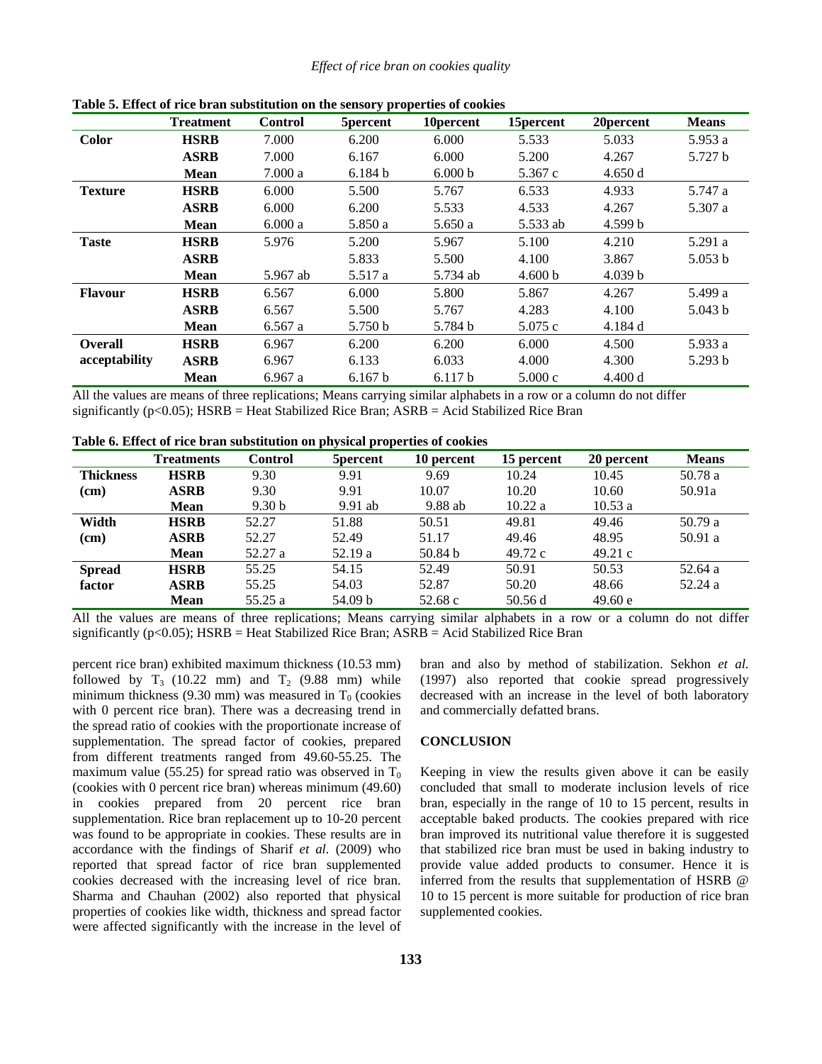**Table 5. Effect of rice bran substitution on the sensory properties of cookies**

| | Treatment | Control | 5percent | 10percent | 15percent | 20percent | Means |
|---|---|---|---|---|---|---|---|
| **Color** | **HSRB** | 7.000 | 6.200 | 6.000 | 5.533 | 5.033 | 5.953 a |
| | **ASRB** | 7.000 | 6.167 | 6.000 | 5.200 | 4.267 | 5.727 b |
| | **Mean** | 7.000 a | 6.184 b | 6.000 b | 5.367 c | 4.650 d | |
| **Texture** | **HSRB** | 6.000 | 5.500 | 5.767 | 6.533 | 4.933 | 5.747 a |
| | **ASRB** | 6.000 | 6.200 | 5.533 | 4.533 | 4.267 | 5.307 a |
| | **Mean** | 6.000 a | 5.850 a | 5.650 a | 5.533 ab | 4.599 b | |
| **Taste** | **HSRB** | 5.976 | 5.200 | 5.967 | 5.100 | 4.210 | 5.291 a |
| | **ASRB** | | 5.833 | 5.500 | 4.100 | 3.867 | 5.053 b |
| | **Mean** | 5.967 ab | 5.517 a | 5.734 ab | 4.600 b | 4.039 b | |
| **Flavour** | **HSRB** | 6.567 | 6.000 | 5.800 | 5.867 | 4.267 | 5.499 a |
| | **ASRB** | 6.567 | 5.500 | 5.767 | 4.283 | 4.100 | 5.043 b |
| | **Mean** | 6.567 a | 5.750 b | 5.784 b | 5.075 c | 4.184 d | |
| **Overall acceptability** | **HSRB** | 6.967 | 6.200 | 6.200 | 6.000 | 4.500 | 5.933 a |
| | **ASRB** | 6.967 | 6.133 | 6.033 | 4.000 | 4.300 | 5.293 b |
| | **Mean** | 6.967 a | 6.167 b | 6.117 b | 5.000 c | 4.400 d | |

All the values are means of three replications; Means carrying similar alphabets in a row or a column do not differ significantly ($p<0.05$); HSRB = Heat Stabilized Rice Bran; ASRB = Acid Stabilized Rice Bran

**Table 6. Effect of rice bran substitution on physical properties of cookies**

| | Treatments | Control | 5percent | 10 percent | 15 percent | 20 percent | Means |
|---|---|---|---|---|---|---|---|
| **Thickness (cm)** | **HSRB** | 9.30 | 9.91 | 9.69 | 10.24 | 10.45 | 50.78 a |
| | **ASRB** | 9.30 | 9.91 | 10.07 | 10.20 | 10.60 | 50.91a |
| | **Mean** | 9.30 b | 9.91 ab | 9.88 ab | 10.22 a | 10.53 a | |
| **Width (cm)** | **HSRB** | 52.27 | 51.88 | 50.51 | 49.81 | 49.46 | 50.79 a |
| | **ASRB** | 52.27 | 52.49 | 51.17 | 49.46 | 48.95 | 50.91 a |
| | **Mean** | 52.27 a | 52.19 a | 50.84 b | 49.72 c | 49.21 c | |
| **Spread factor** | **HSRB** | 55.25 | 54.15 | 52.49 | 50.91 | 50.53 | 52.64 a |
| | **ASRB** | 55.25 | 54.03 | 52.87 | 50.20 | 48.66 | 52.24 a |
| | **Mean** | 55.25 a | 54.09 b | 52.68 c | 50.56 d | 49.60 e | |

All the values are means of three replications; Means carrying similar alphabets in a row or a column do not differ significantly ($p<0.05$); HSRB = Heat Stabilized Rice Bran; ASRB = Acid Stabilized Rice Bran

percent rice bran) exhibited maximum thickness (10.53 mm) followed by $T_3$ (10.22 mm) and $T_2$ (9.88 mm) while minimum thickness (9.30 mm) was measured in $T_0$ (cookies with 0 percent rice bran). There was a decreasing trend in the spread ratio of cookies with the proportionate increase of supplementation. The spread factor of cookies, prepared from different treatments ranged from 49.60-55.25. The maximum value (55.25) for spread ratio was observed in $T_0$ (cookies with 0 percent rice bran) whereas minimum (49.60) in cookies prepared from 20 percent rice bran supplementation. Rice bran replacement up to 10-20 percent was found to be appropriate in cookies. These results are in accordance with the findings of Sharif *et al.* (2009) who reported that spread factor of rice bran supplemented cookies decreased with the increasing level of rice bran. Sharma and Chauhan (2002) also reported that physical properties of cookies like width, thickness and spread factor were affected significantly with the increase in the level of bran and also by method of stabilization. Sekhon *et al.* (1997) also reported that cookie spread progressively decreased with an increase in the level of both laboratory and commercially defatted brans.

## CONCLUSION

Keeping in view the results given above it can be easily concluded that small to moderate inclusion levels of rice bran, especially in the range of 10 to 15 percent, results in acceptable baked products. The cookies prepared with rice bran improved its nutritional value therefore it is suggested that stabilized rice bran must be used in baking industry to provide value added products to consumer. Hence it is inferred from the results that supplementation of HSRB @ 10 to 15 percent is more suitable for production of rice bran supplemented cookies.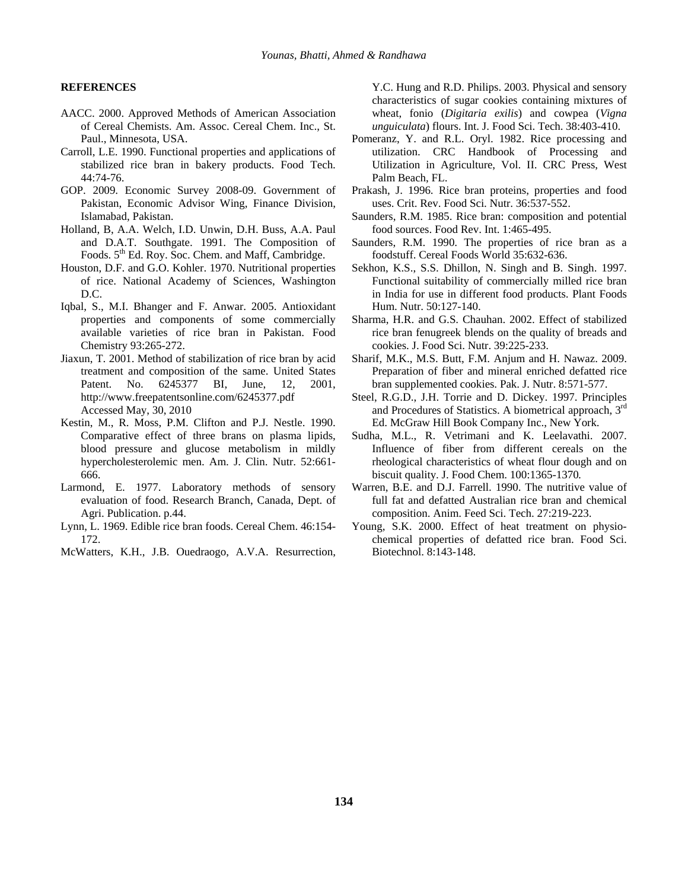**REFERENCES**

AACC. 2000. Approved Methods of American Association of Cereal Chemists. Am. Assoc. Cereal Chem. Inc., St. Paul., Minnesota, USA.

Carroll, L.E. 1990. Functional properties and applications of stabilized rice bran in bakery products. Food Tech. 44:74-76.

GOP. 2009. Economic Survey 2008-09. Government of Pakistan, Economic Advisor Wing, Finance Division, Islamabad, Pakistan.

Holland, B, A.A. Welch, I.D. Unwin, D.H. Buss, A.A. Paul and D.A.T. Southgate. 1991. The Composition of Foods. 5th Ed. Roy. Soc. Chem. and Maff, Cambridge.

Houston, D.F. and G.O. Kohler. 1970. Nutritional properties of rice. National Academy of Sciences, Washington D.C.

Iqbal, S., M.I. Bhanger and F. Anwar. 2005. Antioxidant properties and components of some commercially available varieties of rice bran in Pakistan. Food Chemistry 93:265-272.

Jiaxun, T. 2001. Method of stabilization of rice bran by acid treatment and composition of the same. United States Patent. No. 6245377 BI, June, 12, 2001, http://www.freepatentsonline.com/6245377.pdf Accessed May, 30, 2010

Kestin, M., R. Moss, P.M. Clifton and P.J. Nestle. 1990. Comparative effect of three brans on plasma lipids, blood pressure and glucose metabolism in mildly hypercholesterolemic men. Am. J. Clin. Nutr. 52:661-666.

Larmond, E. 1977. Laboratory methods of sensory evaluation of food. Research Branch, Canada, Dept. of Agri. Publication. p.44.

Lynn, L. 1969. Edible rice bran foods. Cereal Chem. 46:154-172.

McWatters, K.H., J.B. Ouedraogo, A.V.A. Resurrection, Y.C. Hung and R.D. Philips. 2003. Physical and sensory characteristics of sugar cookies containing mixtures of wheat, fonio (*Digitaria exilis*) and cowpea (*Vigna unguiculata*) flours. Int. J. Food Sci. Tech. 38:403-410.

Pomeranz, Y. and R.L. Oryl. 1982. Rice processing and utilization. CRC Handbook of Processing and Utilization in Agriculture, Vol. II. CRC Press, West Palm Beach, FL.

Prakash, J. 1996. Rice bran proteins, properties and food uses. Crit. Rev. Food Sci. Nutr. 36:537-552.

Saunders, R.M. 1985. Rice bran: composition and potential food sources. Food Rev. Int. 1:465-495.

Saunders, R.M. 1990. The properties of rice bran as a foodstuff. Cereal Foods World 35:632-636.

Sekhon, K.S., S.S. Dhillon, N. Singh and B. Singh. 1997. Functional suitability of commercially milled rice bran in India for use in different food products. Plant Foods Hum. Nutr. 50:127-140.

Sharma, H.R. and G.S. Chauhan. 2002. Effect of stabilized rice bran fenugreek blends on the quality of breads and cookies. J. Food Sci. Nutr. 39:225-233.

Sharif, M.K., M.S. Butt, F.M. Anjum and H. Nawaz. 2009. Preparation of fiber and mineral enriched defatted rice bran supplemented cookies. Pak. J. Nutr. 8:571-577.

Steel, R.G.D., J.H. Torrie and D. Dickey. 1997. Principles and Procedures of Statistics. A biometrical approach, 3rd Ed. McGraw Hill Book Company Inc., New York.

Sudha, M.L., R. Vetrimani and K. Leelavathi. 2007. Influence of fiber from different cereals on the rheological characteristics of wheat flour dough and on biscuit quality. J. Food Chem. 100:1365-1370.

Warren, B.E. and D.J. Farrell. 1990. The nutritive value of full fat and defatted Australian rice bran and chemical composition. Anim. Feed Sci. Tech. 27:219-223.

Young, S.K. 2000. Effect of heat treatment on physio-chemical properties of defatted rice bran. Food Sci. Biotechnol. 8:143-148.